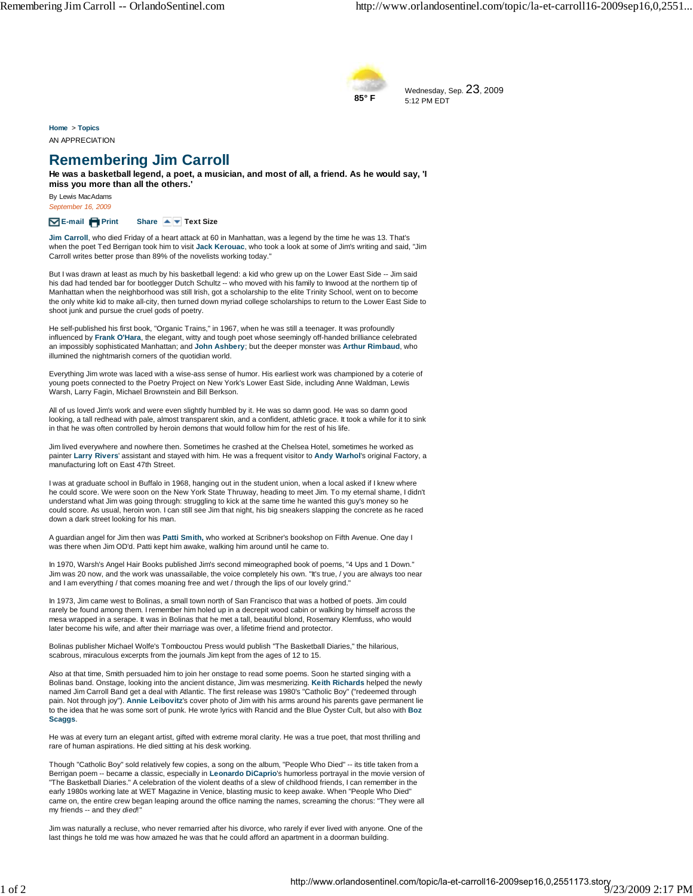Wednesday, Sep. 23, 2009
5:12 PM EDT

85° F

Home > Topics

AN APPRECIATION

# Remembering Jim Carroll

**He was a basketball legend, a poet, a musician, and most of all, a friend. As he would say, 'I miss you more than all the others.'**

By Lewis MacAdams

*September 16, 2009*

E-mail Print Share Text Size

**Jim Carroll**, who died Friday of a heart attack at 60 in Manhattan, was a legend by the time he was 13. That's when the poet Ted Berrigan took him to visit **Jack Kerouac**, who took a look at some of Jim's writing and said, "Jim Carroll writes better prose than 89% of the novelists working today."

But I was drawn at least as much by his basketball legend: a kid who grew up on the Lower East Side -- Jim said his dad had tended bar for bootlegger Dutch Schultz -- who moved with his family to Inwood at the northern tip of Manhattan when the neighborhood was still Irish, got a scholarship to the elite Trinity School, went on to become the only white kid to make all-city, then turned down myriad college scholarships to return to the Lower East Side to shoot junk and pursue the cruel gods of poetry.

He self-published his first book, "Organic Trains," in 1967, when he was still a teenager. It was profoundly influenced by **Frank O'Hara**, the elegant, witty and tough poet whose seemingly off-handed brilliance celebrated an impossibly sophisticated Manhattan; and **John Ashbery**; but the deeper monster was **Arthur Rimbaud**, who illumined the nightmarish corners of the quotidian world.

Everything Jim wrote was laced with a wise-ass sense of humor. His earliest work was championed by a coterie of young poets connected to the Poetry Project on New York's Lower East Side, including Anne Waldman, Lewis Warsh, Larry Fagin, Michael Brownstein and Bill Berkson.

All of us loved Jim's work and were even slightly humbled by it. He was so damn good. He was so damn good looking, a tall redhead with pale, almost transparent skin, and a confident, athletic grace. It took a while for it to sink in that he was often controlled by heroin demons that would follow him for the rest of his life.

Jim lived everywhere and nowhere then. Sometimes he crashed at the Chelsea Hotel, sometimes he worked as painter **Larry Rivers**' assistant and stayed with him. He was a frequent visitor to **Andy Warhol**'s original Factory, a manufacturing loft on East 47th Street.

I was at graduate school in Buffalo in 1968, hanging out in the student union, when a local asked if I knew where he could score. We were soon on the New York State Thruway, heading to meet Jim. To my eternal shame, I didn't understand what Jim was going through: struggling to kick at the same time he wanted this guy's money so he could score. As usual, heroin won. I can still see Jim that night, his big sneakers slapping the concrete as he raced down a dark street looking for his man.

A guardian angel for Jim then was **Patti Smith,** who worked at Scribner's bookshop on Fifth Avenue. One day I was there when Jim OD'd. Patti kept him awake, walking him around until he came to.

In 1970, Warsh's Angel Hair Books published Jim's second mimeographed book of poems, "4 Ups and 1 Down." Jim was 20 now, and the work was unassailable, the voice completely his own. "It's true, / you are always too near and I am everything / that comes moaning free and wet / through the lips of our lovely grind."

In 1973, Jim came west to Bolinas, a small town north of San Francisco that was a hotbed of poets. Jim could rarely be found among them. I remember him holed up in a decrepit wood cabin or walking by himself across the mesa wrapped in a serape. It was in Bolinas that he met a tall, beautiful blond, Rosemary Klemfuss, who would later become his wife, and after their marriage was over, a lifetime friend and protector.

Bolinas publisher Michael Wolfe's Tombouctou Press would publish "The Basketball Diaries," the hilarious, scabrous, miraculous excerpts from the journals Jim kept from the ages of 12 to 15.

Also at that time, Smith persuaded him to join her onstage to read some poems. Soon he started singing with a Bolinas band. Onstage, looking into the ancient distance, Jim was mesmerizing. **Keith Richards** helped the newly named Jim Carroll Band get a deal with Atlantic. The first release was 1980's "Catholic Boy" ("redeemed through pain. Not through joy"). **Annie Leibovitz**'s cover photo of Jim with his arms around his parents gave permanent lie to the idea that he was some sort of punk. He wrote lyrics with Rancid and the Blue Öyster Cult, but also with **Boz Scaggs**.

He was at every turn an elegant artist, gifted with extreme moral clarity. He was a true poet, that most thrilling and rare of human aspirations. He died sitting at his desk working.

Though "Catholic Boy" sold relatively few copies, a song on the album, "People Who Died" -- its title taken from a Berrigan poem -- became a classic, especially in **Leonardo DiCaprio**'s humorless portrayal in the movie version of "The Basketball Diaries." A celebration of the violent deaths of a slew of childhood friends, I can remember in the early 1980s working late at WET Magazine in Venice, blasting music to keep awake. When "People Who Died" came on, the entire crew began leaping around the office naming the names, screaming the chorus: "They were all my friends -- and they *died*!"

Jim was naturally a recluse, who never remarried after his divorce, who rarely if ever lived with anyone. One of the last things he told me was how amazed he was that he could afford an apartment in a doorman building.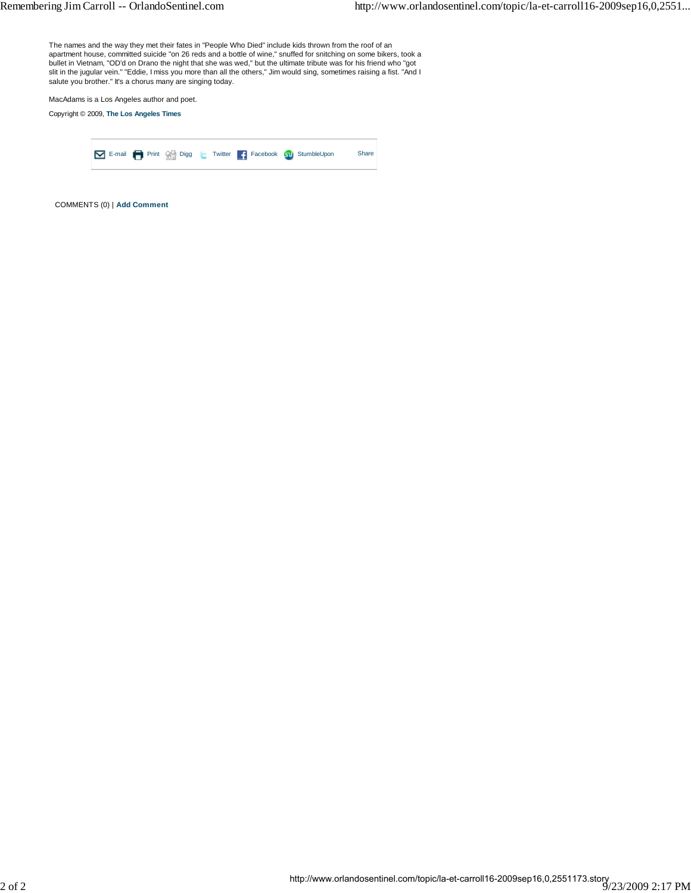The names and the way they met their fates in "People Who Died" include kids thrown from the roof of an apartment house, committed suicide "on 26 reds and a bottle of wine," snuffed for snitching on some bikers, took a bullet in Vietnam, "OD'd on Drano the night that she was wed," but the ultimate tribute was for his friend who "got slit in the jugular vein." "Eddie, I miss you more than all the others," Jim would sing, sometimes raising a fist. "And I salute you brother." It's a chorus many are singing today.

MacAdams is a Los Angeles author and poet.

Copyright © 2009, **The Los Angeles Times**

E-mail Print Digg Twitter Facebook StumbleUpon Share

COMMENTS (0) | **Add Comment**